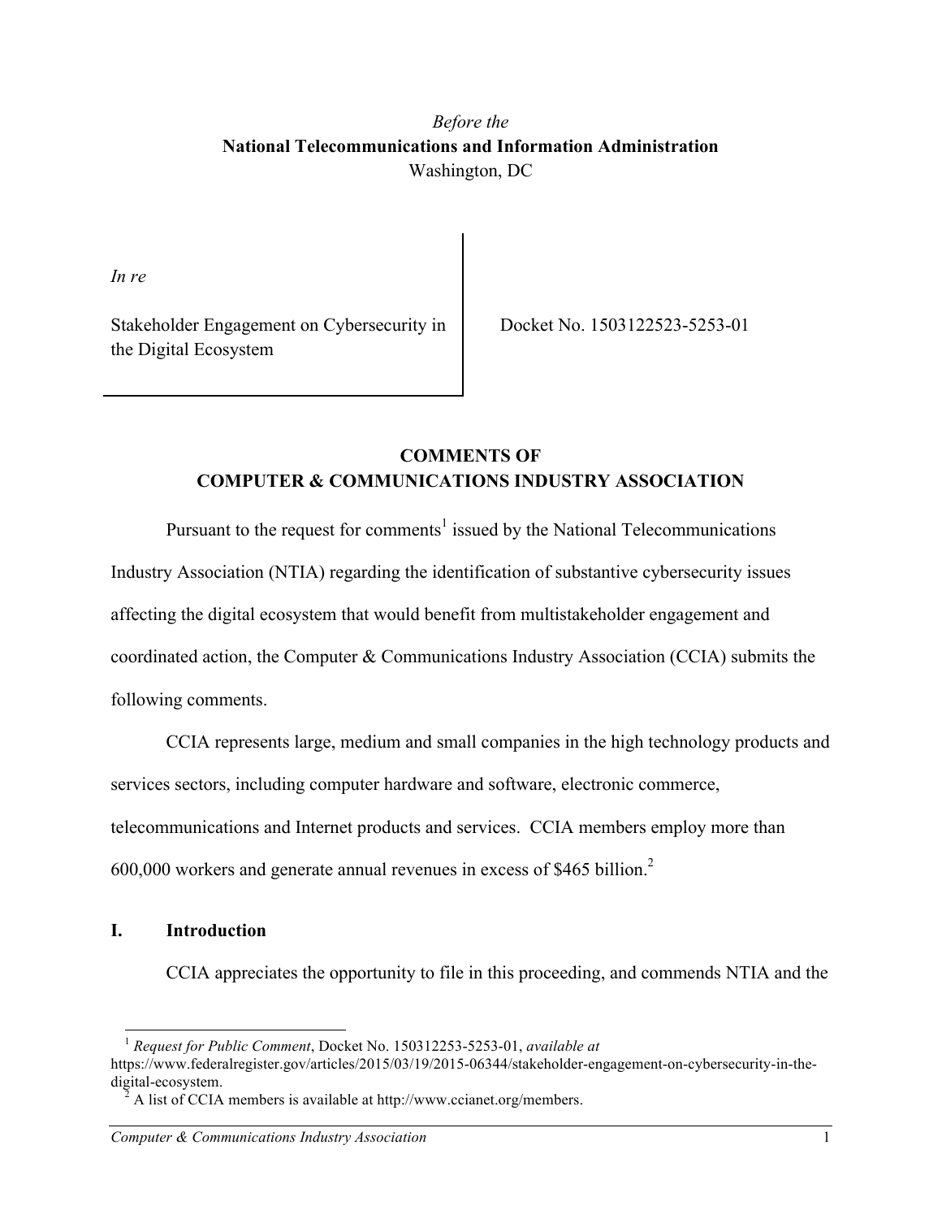*Before the*
**National Telecommunications and Information Administration**
Washington, DC

*In re*

Stakeholder Engagement on Cybersecurity in the Digital Ecosystem

Docket No. 1503122523-5253-01

**COMMENTS OF**
**COMPUTER & COMMUNICATIONS INDUSTRY ASSOCIATION**

Pursuant to the request for comments[1] issued by the National Telecommunications Industry Association (NTIA) regarding the identification of substantive cybersecurity issues affecting the digital ecosystem that would benefit from multistakeholder engagement and coordinated action, the Computer & Communications Industry Association (CCIA) submits the following comments.

CCIA represents large, medium and small companies in the high technology products and services sectors, including computer hardware and software, electronic commerce, telecommunications and Internet products and services. CCIA members employ more than 600,000 workers and generate annual revenues in excess of $465 billion.[2]

## I. Introduction

CCIA appreciates the opportunity to file in this proceeding, and commends NTIA and the

---

[1] *Request for Public Comment*, Docket No. 150312253-5253-01, *available at* https://www.federalregister.gov/articles/2015/03/19/2015-06344/stakeholder-engagement-on-cybersecurity-in-the-digital-ecosystem.

[2] A list of CCIA members is available at http://www.ccianet.org/members.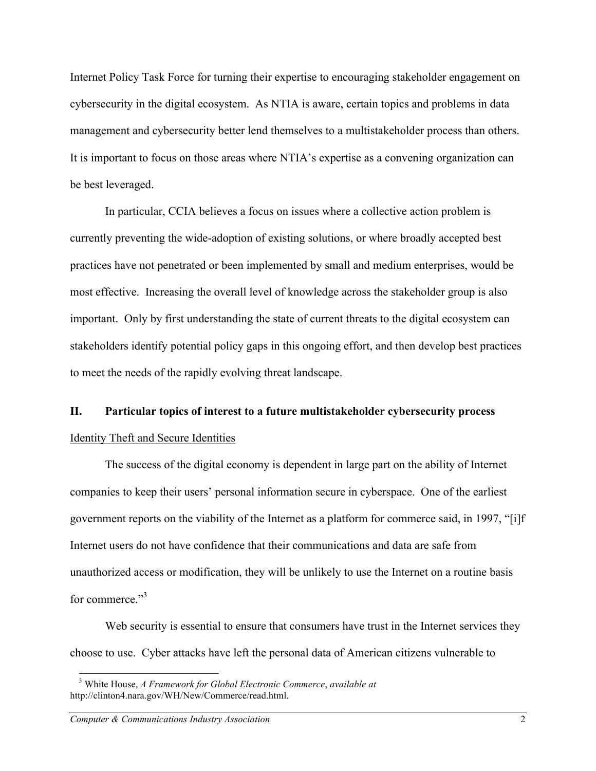Internet Policy Task Force for turning their expertise to encouraging stakeholder engagement on cybersecurity in the digital ecosystem. As NTIA is aware, certain topics and problems in data management and cybersecurity better lend themselves to a multistakeholder process than others. It is important to focus on those areas where NTIA's expertise as a convening organization can be best leveraged.

In particular, CCIA believes a focus on issues where a collective action problem is currently preventing the wide-adoption of existing solutions, or where broadly accepted best practices have not penetrated or been implemented by small and medium enterprises, would be most effective. Increasing the overall level of knowledge across the stakeholder group is also important. Only by first understanding the state of current threats to the digital ecosystem can stakeholders identify potential policy gaps in this ongoing effort, and then develop best practices to meet the needs of the rapidly evolving threat landscape.

## II. Particular topics of interest to a future multistakeholder cybersecurity process

### Identity Theft and Secure Identities

The success of the digital economy is dependent in large part on the ability of Internet companies to keep their users' personal information secure in cyberspace. One of the earliest government reports on the viability of the Internet as a platform for commerce said, in 1997, "[i]f Internet users do not have confidence that their communications and data are safe from unauthorized access or modification, they will be unlikely to use the Internet on a routine basis for commerce."[3]

Web security is essential to ensure that consumers have trust in the Internet services they choose to use. Cyber attacks have left the personal data of American citizens vulnerable to

---

[3] White House, *A Framework for Global Electronic Commerce*, *available at* http://clinton4.nara.gov/WH/New/Commerce/read.html.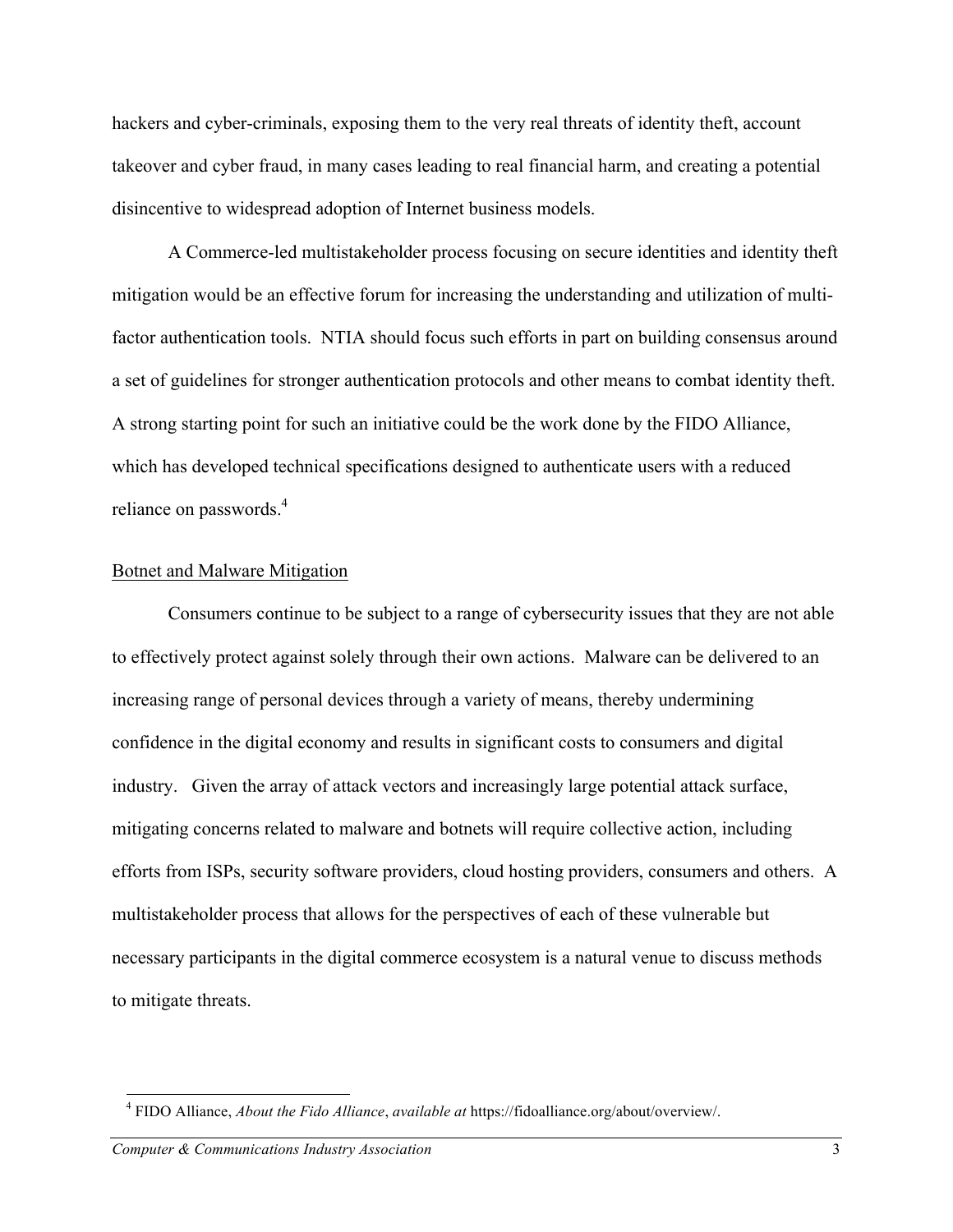hackers and cyber-criminals, exposing them to the very real threats of identity theft, account takeover and cyber fraud, in many cases leading to real financial harm, and creating a potential disincentive to widespread adoption of Internet business models.

A Commerce-led multistakeholder process focusing on secure identities and identity theft mitigation would be an effective forum for increasing the understanding and utilization of multi-factor authentication tools. NTIA should focus such efforts in part on building consensus around a set of guidelines for stronger authentication protocols and other means to combat identity theft. A strong starting point for such an initiative could be the work done by the FIDO Alliance, which has developed technical specifications designed to authenticate users with a reduced reliance on passwords.[4]

<u>Botnet and Malware Mitigation</u>

Consumers continue to be subject to a range of cybersecurity issues that they are not able to effectively protect against solely through their own actions. Malware can be delivered to an increasing range of personal devices through a variety of means, thereby undermining confidence in the digital economy and results in significant costs to consumers and digital industry. Given the array of attack vectors and increasingly large potential attack surface, mitigating concerns related to malware and botnets will require collective action, including efforts from ISPs, security software providers, cloud hosting providers, consumers and others. A multistakeholder process that allows for the perspectives of each of these vulnerable but necessary participants in the digital commerce ecosystem is a natural venue to discuss methods to mitigate threats.

---

[4] FIDO Alliance, *About the Fido Alliance*, *available at* https://fidoalliance.org/about/overview/.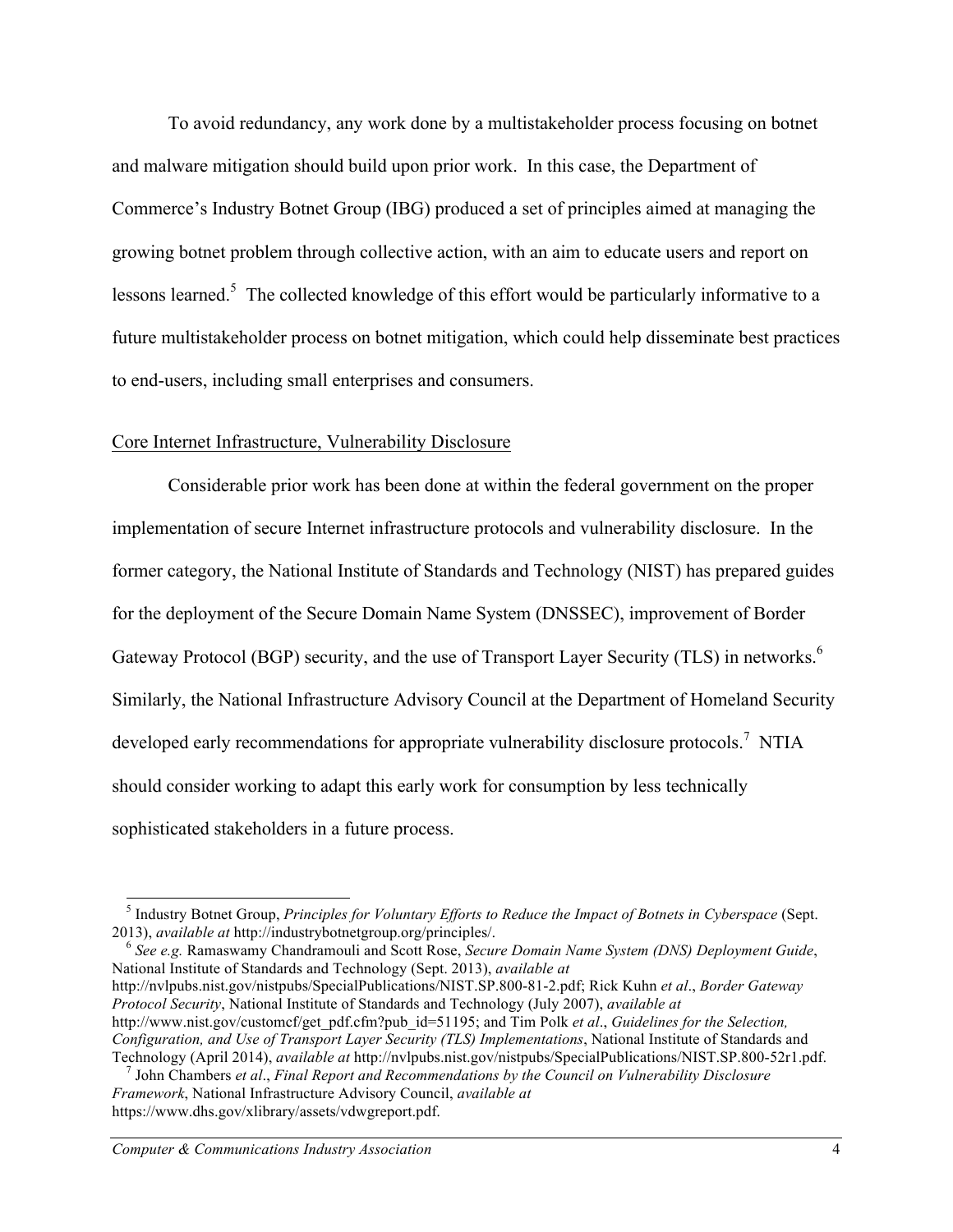To avoid redundancy, any work done by a multistakeholder process focusing on botnet and malware mitigation should build upon prior work. In this case, the Department of Commerce's Industry Botnet Group (IBG) produced a set of principles aimed at managing the growing botnet problem through collective action, with an aim to educate users and report on lessons learned.[5] The collected knowledge of this effort would be particularly informative to a future multistakeholder process on botnet mitigation, which could help disseminate best practices to end-users, including small enterprises and consumers.

Core Internet Infrastructure, Vulnerability Disclosure

Considerable prior work has been done at within the federal government on the proper implementation of secure Internet infrastructure protocols and vulnerability disclosure. In the former category, the National Institute of Standards and Technology (NIST) has prepared guides for the deployment of the Secure Domain Name System (DNSSEC), improvement of Border Gateway Protocol (BGP) security, and the use of Transport Layer Security (TLS) in networks.[6] Similarly, the National Infrastructure Advisory Council at the Department of Homeland Security developed early recommendations for appropriate vulnerability disclosure protocols.[7] NTIA should consider working to adapt this early work for consumption by less technically sophisticated stakeholders in a future process.

---

[5] Industry Botnet Group, *Principles for Voluntary Efforts to Reduce the Impact of Botnets in Cyberspace* (Sept. 2013), *available at* http://industrybotnetgroup.org/principles/.

[6] *See e.g.* Ramaswamy Chandramouli and Scott Rose, *Secure Domain Name System (DNS) Deployment Guide*, National Institute of Standards and Technology (Sept. 2013), *available at* http://nvlpubs.nist.gov/nistpubs/SpecialPublications/NIST.SP.800-81-2.pdf; Rick Kuhn *et al*., *Border Gateway Protocol Security*, National Institute of Standards and Technology (July 2007), *available at* http://www.nist.gov/customcf/get_pdf.cfm?pub_id=51195; and Tim Polk *et al*., *Guidelines for the Selection, Configuration, and Use of Transport Layer Security (TLS) Implementations*, National Institute of Standards and Technology (April 2014), *available at* http://nvlpubs.nist.gov/nistpubs/SpecialPublications/NIST.SP.800-52r1.pdf.

[7] John Chambers *et al*., *Final Report and Recommendations by the Council on Vulnerability Disclosure Framework*, National Infrastructure Advisory Council, *available at* https://www.dhs.gov/xlibrary/assets/vdwgreport.pdf.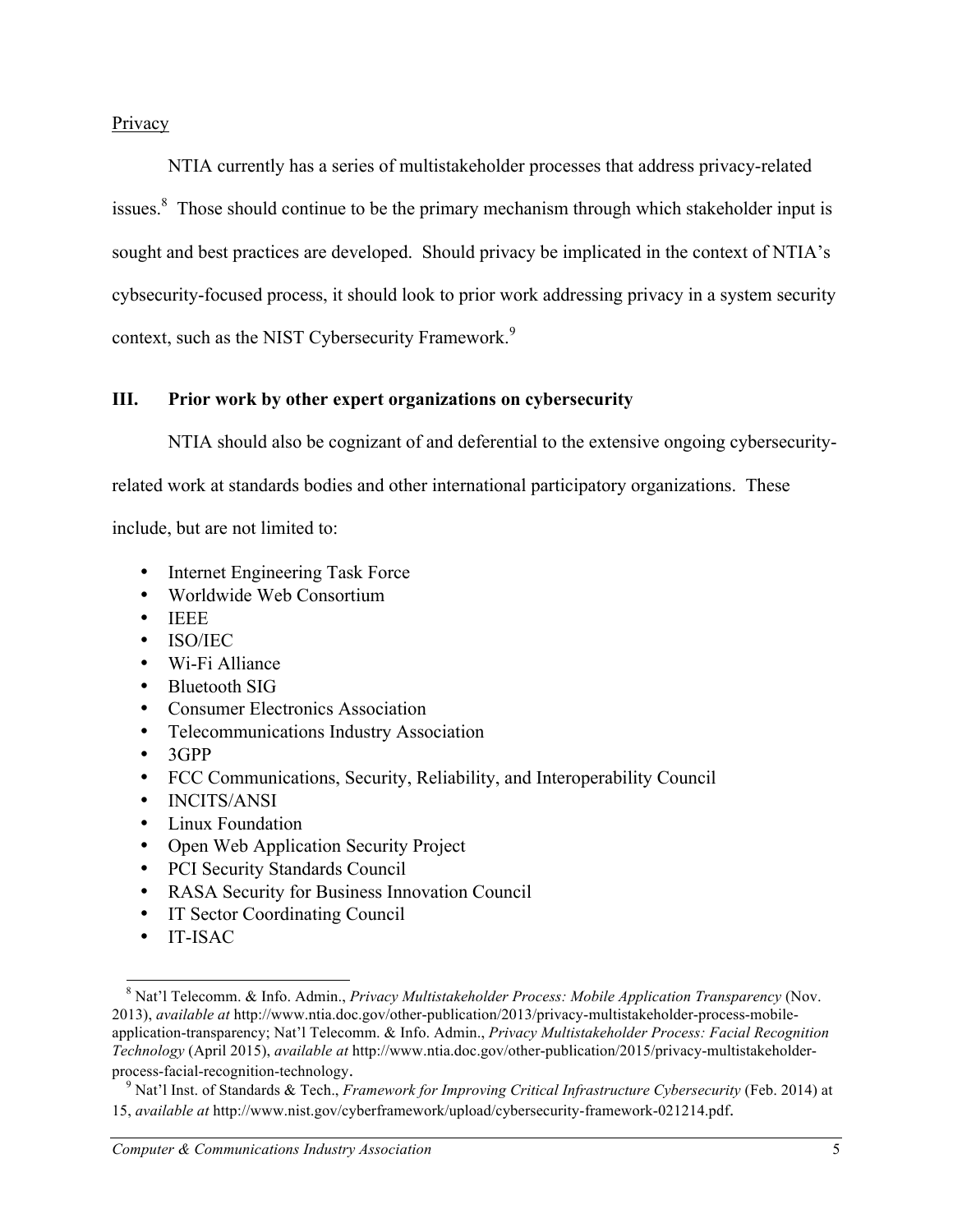Privacy

NTIA currently has a series of multistakeholder processes that address privacy-related issues.[8] Those should continue to be the primary mechanism through which stakeholder input is sought and best practices are developed. Should privacy be implicated in the context of NTIA's cybsecurity-focused process, it should look to prior work addressing privacy in a system security context, such as the NIST Cybersecurity Framework.[9]

## III. Prior work by other expert organizations on cybersecurity

NTIA should also be cognizant of and deferential to the extensive ongoing cybersecurity-related work at standards bodies and other international participatory organizations. These include, but are not limited to:

- Internet Engineering Task Force
- Worldwide Web Consortium
- IEEE
- ISO/IEC
- Wi-Fi Alliance
- Bluetooth SIG
- Consumer Electronics Association
- Telecommunications Industry Association
- 3GPP
- FCC Communications, Security, Reliability, and Interoperability Council
- INCITS/ANSI
- Linux Foundation
- Open Web Application Security Project
- PCI Security Standards Council
- RASA Security for Business Innovation Council
- IT Sector Coordinating Council
- IT-ISAC

---

[8] Nat'l Telecomm. & Info. Admin., *Privacy Multistakeholder Process: Mobile Application Transparency* (Nov. 2013), *available at* http://www.ntia.doc.gov/other-publication/2013/privacy-multistakeholder-process-mobile-application-transparency; Nat'l Telecomm. & Info. Admin., *Privacy Multistakeholder Process: Facial Recognition Technology* (April 2015), *available at* http://www.ntia.doc.gov/other-publication/2015/privacy-multistakeholder-process-facial-recognition-technology.

[9] Nat'l Inst. of Standards & Tech., *Framework for Improving Critical Infrastructure Cybersecurity* (Feb. 2014) at 15, *available at* http://www.nist.gov/cyberframework/upload/cybersecurity-framework-021214.pdf.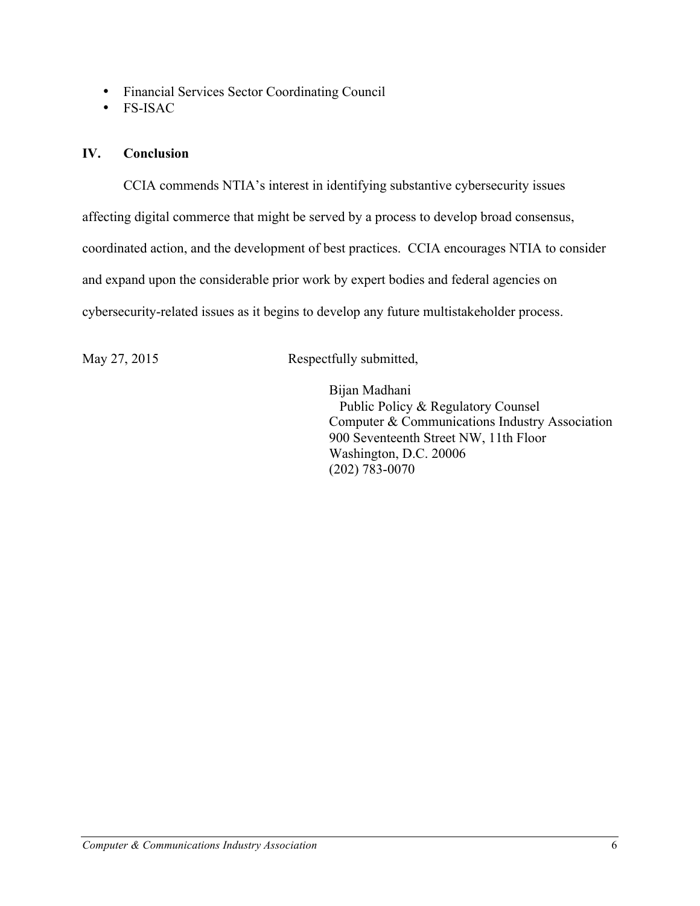- Financial Services Sector Coordinating Council
- FS-ISAC

## IV. Conclusion

CCIA commends NTIA's interest in identifying substantive cybersecurity issues affecting digital commerce that might be served by a process to develop broad consensus, coordinated action, and the development of best practices. CCIA encourages NTIA to consider and expand upon the considerable prior work by expert bodies and federal agencies on cybersecurity-related issues as it begins to develop any future multistakeholder process.

May 27, 2015 Respectfully submitted,

Bijan Madhani
Public Policy & Regulatory Counsel
Computer & Communications Industry Association
900 Seventeenth Street NW, 11th Floor
Washington, D.C. 20006
(202) 783-0070